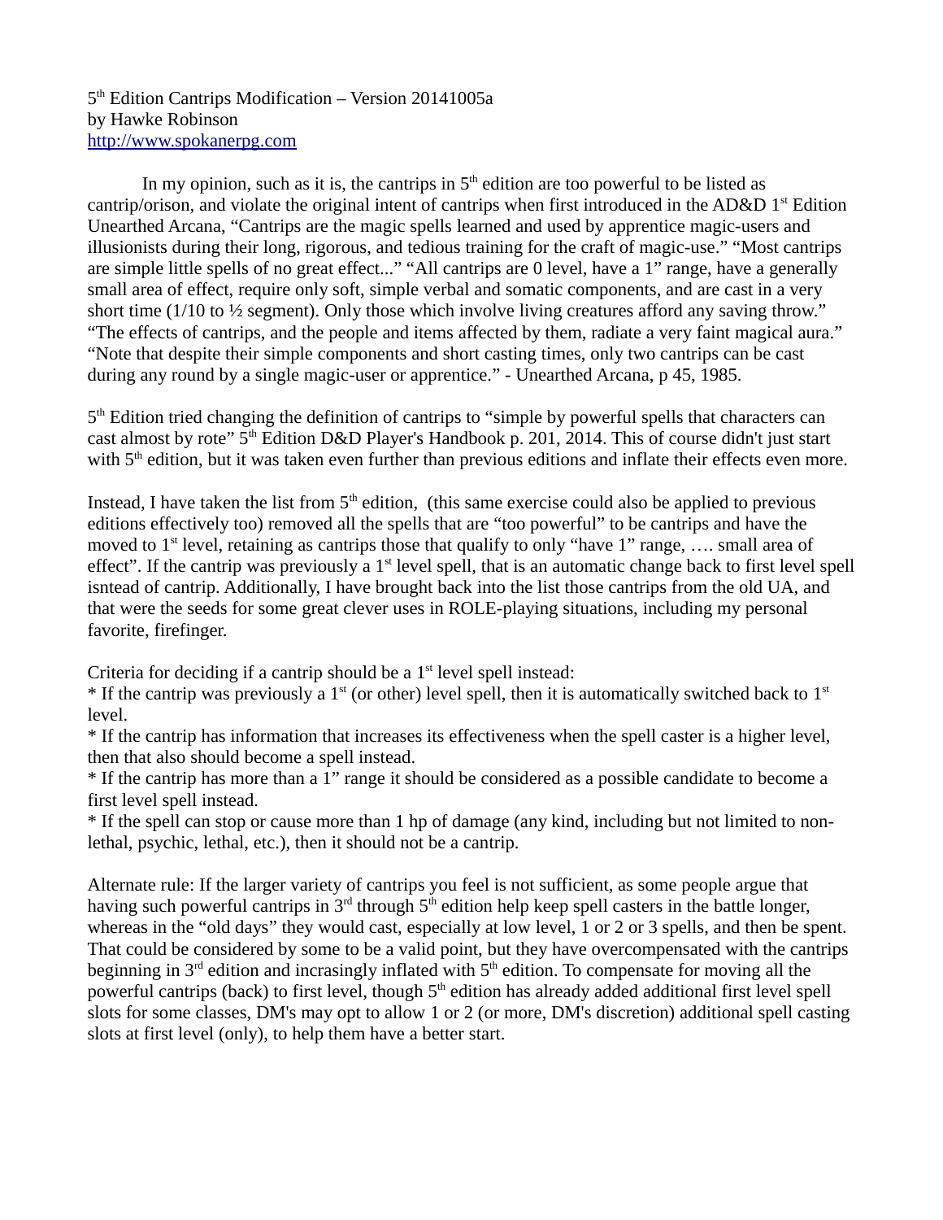5th Edition Cantrips Modification – Version 20141005a
by Hawke Robinson
http://www.spokanerpg.com

In my opinion, such as it is, the cantrips in 5th edition are too powerful to be listed as cantrip/orison, and violate the original intent of cantrips when first introduced in the AD&D 1st Edition Unearthed Arcana, "Cantrips are the magic spells learned and used by apprentice magic-users and illusionists during their long, rigorous, and tedious training for the craft of magic-use." "Most cantrips are simple little spells of no great effect..." "All cantrips are 0 level, have a 1" range, have a generally small area of effect, require only soft, simple verbal and somatic components, and are cast in a very short time (1/10 to ½ segment). Only those which involve living creatures afford any saving throw." "The effects of cantrips, and the people and items affected by them, radiate a very faint magical aura." "Note that despite their simple components and short casting times, only two cantrips can be cast during any round by a single magic-user or apprentice." - Unearthed Arcana, p 45, 1985.

5th Edition tried changing the definition of cantrips to "simple by powerful spells that characters can cast almost by rote" 5th Edition D&D Player's Handbook p. 201, 2014. This of course didn't just start with 5th edition, but it was taken even further than previous editions and inflate their effects even more.

Instead, I have taken the list from 5th edition, (this same exercise could also be applied to previous editions effectively too) removed all the spells that are "too powerful" to be cantrips and have the moved to 1st level, retaining as cantrips those that qualify to only "have 1" range, …. small area of effect". If the cantrip was previously a 1st level spell, that is an automatic change back to first level spell isntead of cantrip. Additionally, I have brought back into the list those cantrips from the old UA, and that were the seeds for some great clever uses in ROLE-playing situations, including my personal favorite, firefinger.

Criteria for deciding if a cantrip should be a 1st level spell instead:
* If the cantrip was previously a 1st (or other) level spell, then it is automatically switched back to 1st level.
* If the cantrip has information that increases its effectiveness when the spell caster is a higher level, then that also should become a spell instead.
* If the cantrip has more than a 1" range it should be considered as a possible candidate to become a first level spell instead.
* If the spell can stop or cause more than 1 hp of damage (any kind, including but not limited to non-lethal, psychic, lethal, etc.), then it should not be a cantrip.

Alternate rule: If the larger variety of cantrips you feel is not sufficient, as some people argue that having such powerful cantrips in 3rd through 5th edition help keep spell casters in the battle longer, whereas in the "old days" they would cast, especially at low level, 1 or 2 or 3 spells, and then be spent. That could be considered by some to be a valid point, but they have overcompensated with the cantrips beginning in 3rd edition and incrasingly inflated with 5th edition. To compensate for moving all the powerful cantrips (back) to first level, though 5th edition has already added additional first level spell slots for some classes, DM's may opt to allow 1 or 2 (or more, DM's discretion) additional spell casting slots at first level (only), to help them have a better start.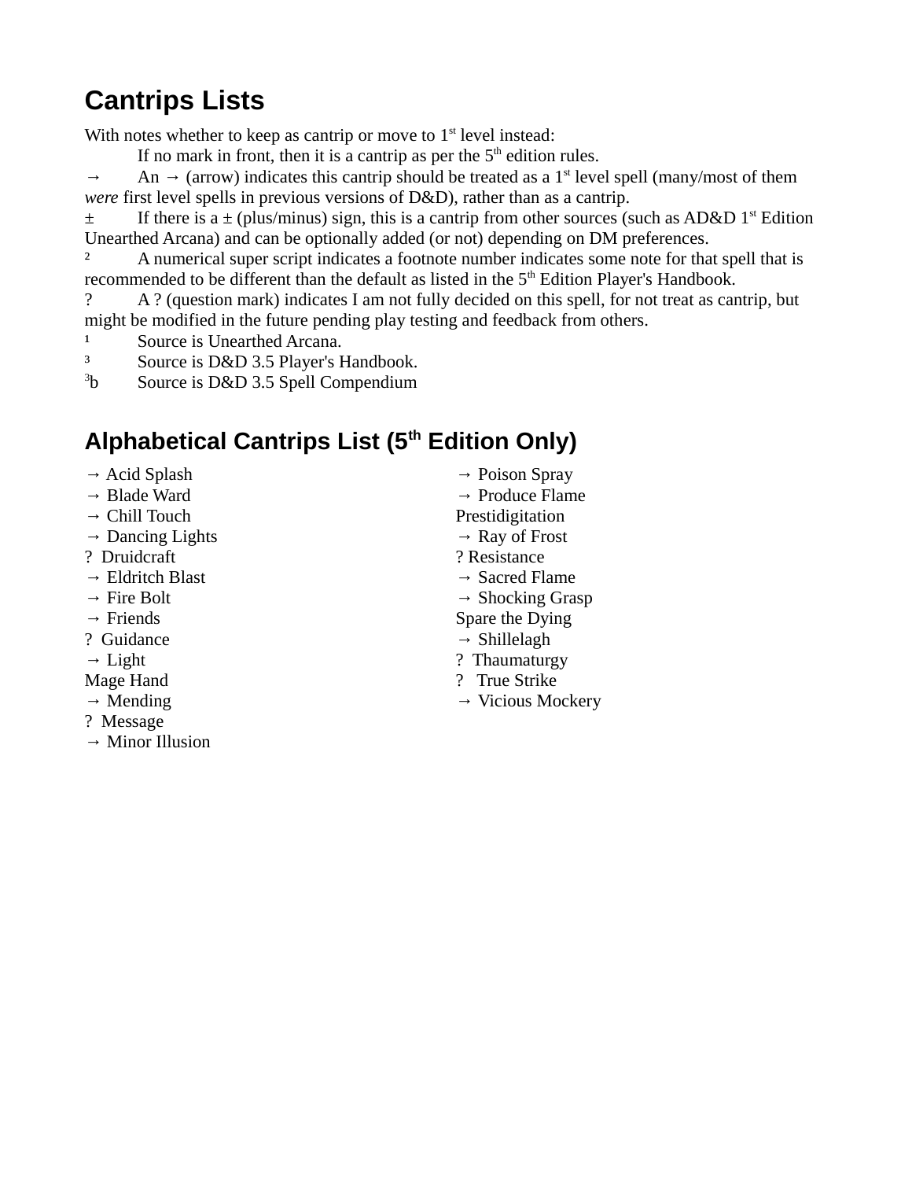## Cantrips Lists

With notes whether to keep as cantrip or move to 1st level instead:

If no mark in front, then it is a cantrip as per the 5th edition rules.

→ An → (arrow) indicates this cantrip should be treated as a 1st level spell (many/most of them *were* first level spells in previous versions of D&D), rather than as a cantrip.

± If there is a ± (plus/minus) sign, this is a cantrip from other sources (such as AD&D 1st Edition Unearthed Arcana) and can be optionally added (or not) depending on DM preferences.

[2] A numerical super script indicates a footnote number indicates some note for that spell that is recommended to be different than the default as listed in the 5th Edition Player's Handbook.

? A ? (question mark) indicates I am not fully decided on this spell, for not treat as cantrip, but might be modified in the future pending play testing and feedback from others.

[1] Source is Unearthed Arcana.

[3] Source is D&D 3.5 Player's Handbook.

[3]b Source is D&D 3.5 Spell Compendium

## Alphabetical Cantrips List (5th Edition Only)

→ Acid Splash
→ Blade Ward
→ Chill Touch
→ Dancing Lights
? Druidcraft
→ Eldritch Blast
→ Fire Bolt
→ Friends
? Guidance
→ Light
Mage Hand
→ Mending
? Message
→ Minor Illusion
→ Poison Spray
→ Produce Flame
Prestidigitation
→ Ray of Frost
? Resistance
→ Sacred Flame
→ Shocking Grasp
Spare the Dying
→ Shillelagh
? Thaumaturgy
? True Strike
→ Vicious Mockery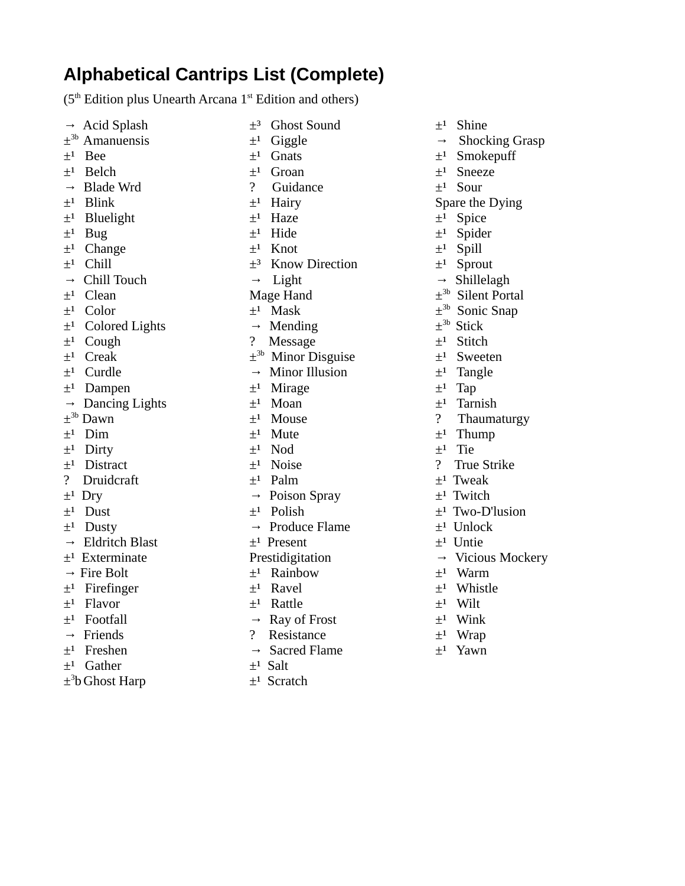# Alphabetical Cantrips List (Complete)

(5th Edition plus Unearth Arcana 1st Edition and others)

→ Acid Splash
±3b Amanuensis
±¹ Bee
±¹ Belch
→ Blade Wrd
±¹ Blink
±¹ Bluelight
±¹ Bug
±¹ Change
±¹ Chill
→ Chill Touch
±¹ Clean
±¹ Color
±¹ Colored Lights
±¹ Cough
±¹ Creak
±¹ Curdle
±¹ Dampen
→ Dancing Lights
±3b Dawn
±¹ Dim
±¹ Dirty
±¹ Distract
? Druidcraft
±¹ Dry
±¹ Dust
±¹ Dusty
→ Eldritch Blast
±¹ Exterminate
→ Fire Bolt
±¹ Firefinger
±¹ Flavor
±¹ Footfall
→ Friends
±¹ Freshen
±¹ Gather
±3b Ghost Harp
±³ Ghost Sound
±¹ Giggle
±¹ Gnats
±¹ Groan
? Guidance
±¹ Hairy
±¹ Haze
±¹ Hide
±¹ Knot
±³ Know Direction
→ Light
Mage Hand
±¹ Mask
→ Mending
? Message
±3b Minor Disguise
→ Minor Illusion
±¹ Mirage
±¹ Moan
±¹ Mouse
±¹ Mute
±¹ Nod
±¹ Noise
±¹ Palm
→ Poison Spray
±¹ Polish
→ Produce Flame
±¹ Present
Prestidigitation
±¹ Rainbow
±¹ Ravel
±¹ Rattle
→ Ray of Frost
? Resistance
→ Sacred Flame
±¹ Salt
±¹ Scratch
±¹ Shine
→ Shocking Grasp
±¹ Smokepuff
±¹ Sneeze
±¹ Sour
Spare the Dying
±¹ Spice
±¹ Spider
±¹ Spill
±¹ Sprout
→ Shillelagh
±3b Silent Portal
±3b Sonic Snap
±3b Stick
±¹ Stitch
±¹ Sweeten
±¹ Tangle
±¹ Tap
±¹ Tarnish
? Thaumaturgy
±¹ Thump
±¹ Tie
? True Strike
±¹ Tweak
±¹ Twitch
±¹ Two-D'lusion
±¹ Unlock
±¹ Untie
→ Vicious Mockery
±¹ Warm
±¹ Whistle
±¹ Wilt
±¹ Wink
±¹ Wrap
±¹ Yawn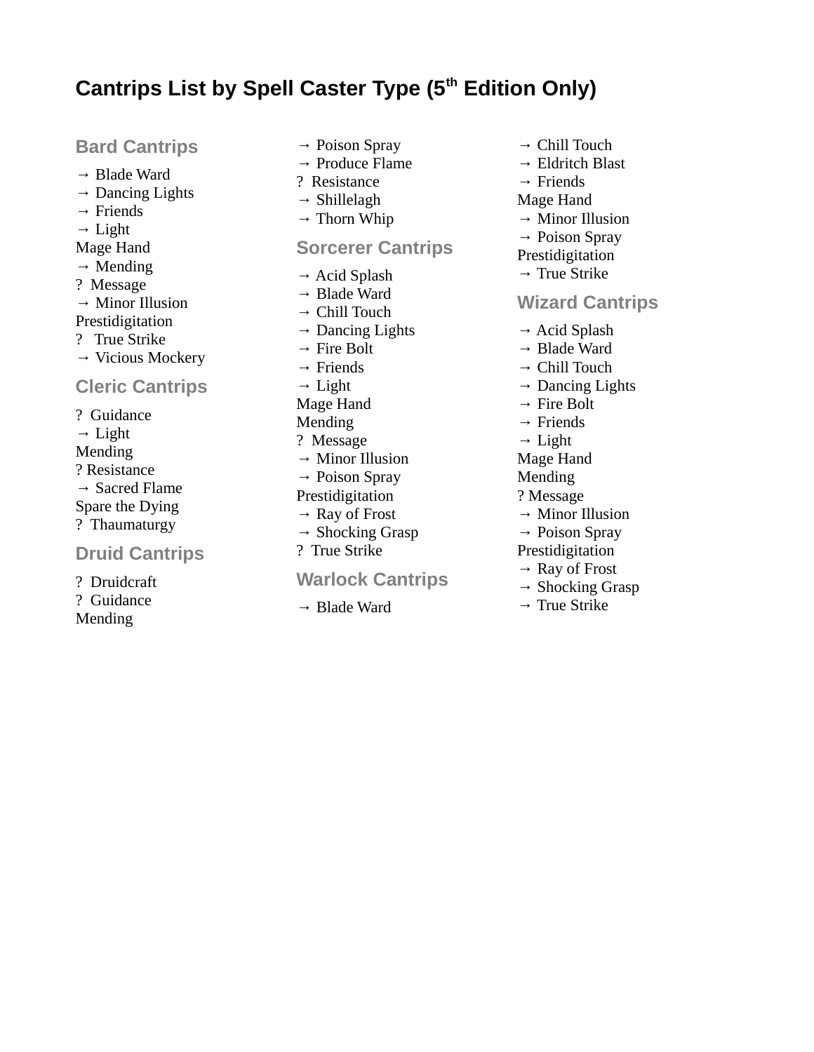# Cantrips List by Spell Caster Type (5th Edition Only)

## Bard Cantrips

→ Blade Ward
→ Dancing Lights
→ Friends
→ Light
Mage Hand
→ Mending
? Message
→ Minor Illusion
Prestidigitation
? True Strike
→ Vicious Mockery

## Cleric Cantrips

? Guidance
→ Light
Mending
? Resistance
→ Sacred Flame
Spare the Dying
? Thaumaturgy

## Druid Cantrips

? Druidcraft
? Guidance
Mending
→ Poison Spray
→ Produce Flame
? Resistance
→ Shillelagh
→ Thorn Whip

## Sorcerer Cantrips

→ Acid Splash
→ Blade Ward
→ Chill Touch
→ Dancing Lights
→ Fire Bolt
→ Friends
→ Light
Mage Hand
Mending
? Message
→ Minor Illusion
→ Poison Spray
Prestidigitation
→ Ray of Frost
→ Shocking Grasp
? True Strike

## Warlock Cantrips

→ Blade Ward
→ Chill Touch
→ Eldritch Blast
→ Friends
Mage Hand
→ Minor Illusion
→ Poison Spray
Prestidigitation
→ True Strike

## Wizard Cantrips

→ Acid Splash
→ Blade Ward
→ Chill Touch
→ Dancing Lights
→ Fire Bolt
→ Friends
→ Light
Mage Hand
Mending
? Message
→ Minor Illusion
→ Poison Spray
Prestidigitation
→ Ray of Frost
→ Shocking Grasp
→ True Strike